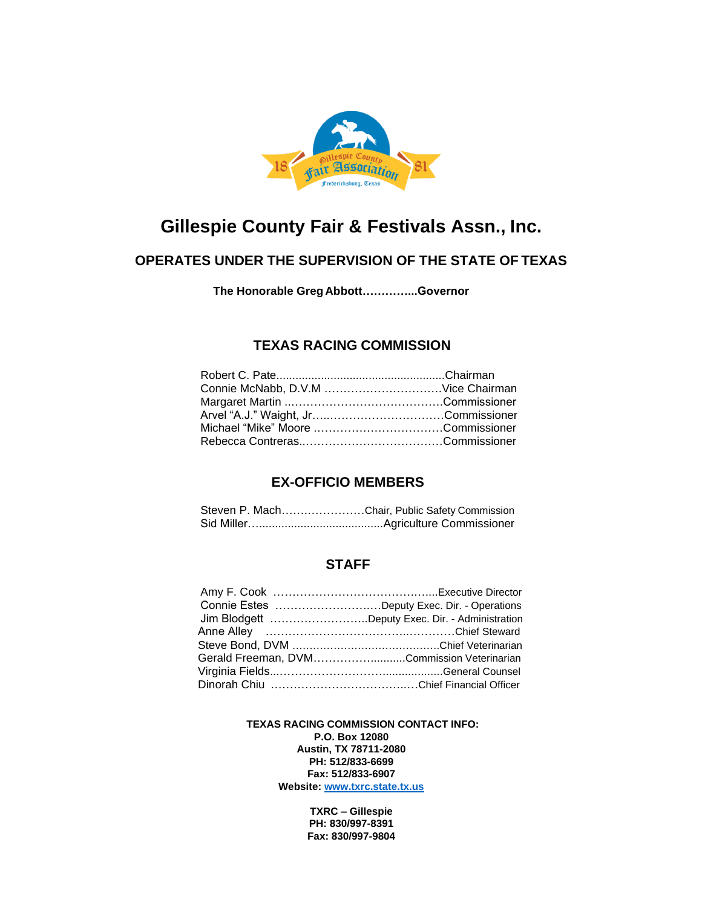# Gillespie County Fair & Festivals Assn., Inc.

## OPERATES UNDER THE SUPERVISION OF THE STATE OF TEXAS

**The Honorable Greg Abbott…………...Governor**

## TEXAS RACING COMMISSION

Robert C. Pate.....................................................Chairman
Connie McNabb, D.V.M ………………………….Vice Chairman
Margaret Martin ……………………………………Commissioner
Arvel "A.J." Waight, Jr…...…………………………Commissioner
Michael "Mike" Moore ……………………………Commissioner
Rebecca Contreras..………………………………Commissioner

## EX-OFFICIO MEMBERS

Steven P. Mach…….……………Chair, Public Safety Commission
Sid Miller…......................................Agriculture Commissioner

## STAFF

Amy F. Cook ……………………………………....Executive Director
Connie Estes ……………………….Deputy Exec. Dir. - Operations
Jim Blodgett ……………………..Deputy Exec. Dir. - Administration
Anne Alley ……………………………………..…………Chief Steward
Steve Bond, DVM ……………………………………..Chief Veterinarian
Gerald Freeman, DVM…………….........Commission Veterinarian
Virginia Fields...………………………..................General Counsel
Dinorah Chiu ……………………………..…Chief Financial Officer

**TEXAS RACING COMMISSION CONTACT INFO:**
**P.O. Box 12080**
**Austin, TX 78711-2080**
**PH: 512/833-6699**
**Fax: 512/833-6907**
**Website: www.txrc.state.tx.us**

**TXRC – Gillespie**
**PH: 830/997-8391**
**Fax: 830/997-9804**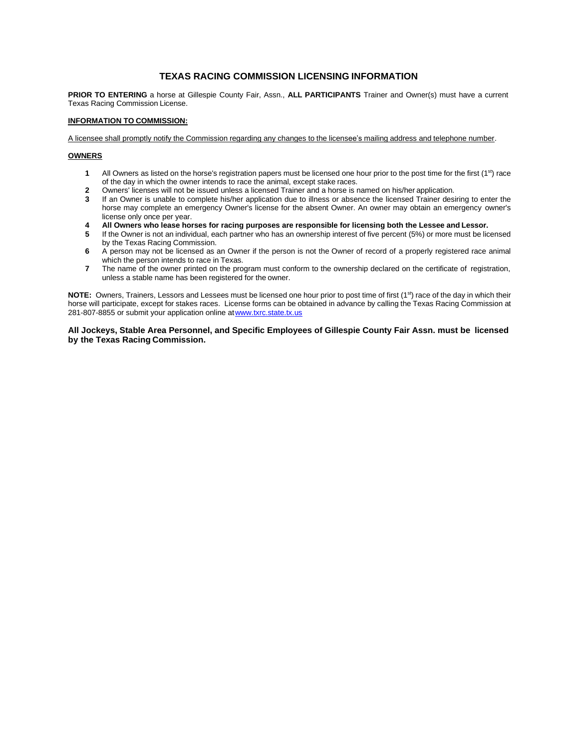# TEXAS RACING COMMISSION LICENSING INFORMATION

**PRIOR TO ENTERING** a horse at Gillespie County Fair, Assn., **ALL PARTICIPANTS** Trainer and Owner(s) must have a current Texas Racing Commission License.

**INFORMATION TO COMMISSION:**

A licensee shall promptly notify the Commission regarding any changes to the licensee's mailing address and telephone number.

**OWNERS**

1. All Owners as listed on the horse's registration papers must be licensed one hour prior to the post time for the first (1st) race of the day in which the owner intends to race the animal, except stake races.
2. Owners' licenses will not be issued unless a licensed Trainer and a horse is named on his/her application.
3. If an Owner is unable to complete his/her application due to illness or absence the licensed Trainer desiring to enter the horse may complete an emergency Owner's license for the absent Owner. An owner may obtain an emergency owner's license only once per year.
4. **All Owners who lease horses for racing purposes are responsible for licensing both the Lessee and Lessor.**
5. If the Owner is not an individual, each partner who has an ownership interest of five percent (5%) or more must be licensed by the Texas Racing Commission.
6. A person may not be licensed as an Owner if the person is not the Owner of record of a properly registered race animal which the person intends to race in Texas.
7. The name of the owner printed on the program must conform to the ownership declared on the certificate of registration, unless a stable name has been registered for the owner.

**NOTE:** Owners, Trainers, Lessors and Lessees must be licensed one hour prior to post time of first (1st) race of the day in which their horse will participate, except for stakes races. License forms can be obtained in advance by calling the Texas Racing Commission at 281-807-8855 or submit your application online at www.txrc.state.tx.us

**All Jockeys, Stable Area Personnel, and Specific Employees of Gillespie County Fair Assn. must be licensed by the Texas Racing Commission.**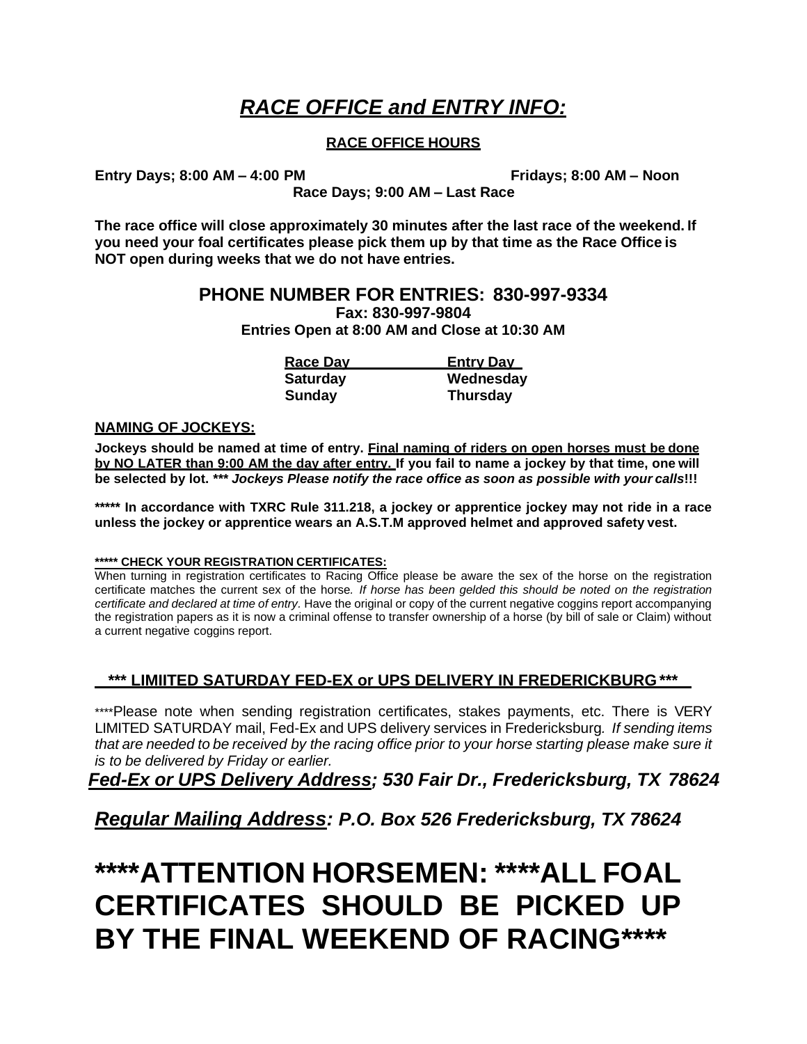# ***RACE OFFICE and ENTRY INFO:***

**RACE OFFICE HOURS**

**Entry Days; 8:00 AM – 4:00 PM** **Fridays; 8:00 AM – Noon**
**Race Days; 9:00 AM – Last Race**

**The race office will close approximately 30 minutes after the last race of the weekend. If you need your foal certificates please pick them up by that time as the Race Office is NOT open during weeks that we do not have entries.**

## PHONE NUMBER FOR ENTRIES: 830-997-9334

**Fax: 830-997-9804**
**Entries Open at 8:00 AM and Close at 10:30 AM**

| Race Day | Entry Day |
|---|---|
| Saturday | Wednesday |
| Sunday | Thursday |

**NAMING OF JOCKEYS:**

**Jockeys should be named at time of entry. Final naming of riders on open horses must be done by NO LATER than 9:00 AM the day after entry. If you fail to name a jockey by that time, one will be selected by lot. *** *Jockeys Please notify the race office as soon as possible with your calls*!!!**

**\*\*\*\*\* In accordance with TXRC Rule 311.218, a jockey or apprentice jockey may not ride in a race unless the jockey or apprentice wears an A.S.T.M approved helmet and approved safety vest.**

**\*\*\*\*\* CHECK YOUR REGISTRATION CERTIFICATES:**

When turning in registration certificates to Racing Office please be aware the sex of the horse on the registration certificate matches the current sex of the horse. *If horse has been gelded this should be noted on the registration certificate and declared at time of entry*. Have the original or copy of the current negative coggins report accompanying the registration papers as it is now a criminal offense to transfer ownership of a horse (by bill of sale or Claim) without a current negative coggins report.

**\*\*\* LIMIITED SATURDAY FED-EX or UPS DELIVERY IN FREDERICKBURG \*\*\***

\*\*\*\*Please note when sending registration certificates, stakes payments, etc. There is VERY LIMITED SATURDAY mail, Fed-Ex and UPS delivery services in Fredericksburg. *If sending items that are needed to be received by the racing office prior to your horse starting please make sure it is to be delivered by Friday or earlier.*

***Fed-Ex or UPS Delivery Address; 530 Fair Dr., Fredericksburg, TX 78624***

***Regular Mailing Address: P.O. Box 526 Fredericksburg, TX 78624***

# \*\*\*\*ATTENTION HORSEMEN: \*\*\*\*ALL FOAL CERTIFICATES SHOULD BE PICKED UP BY THE FINAL WEEKEND OF RACING\*\*\*\*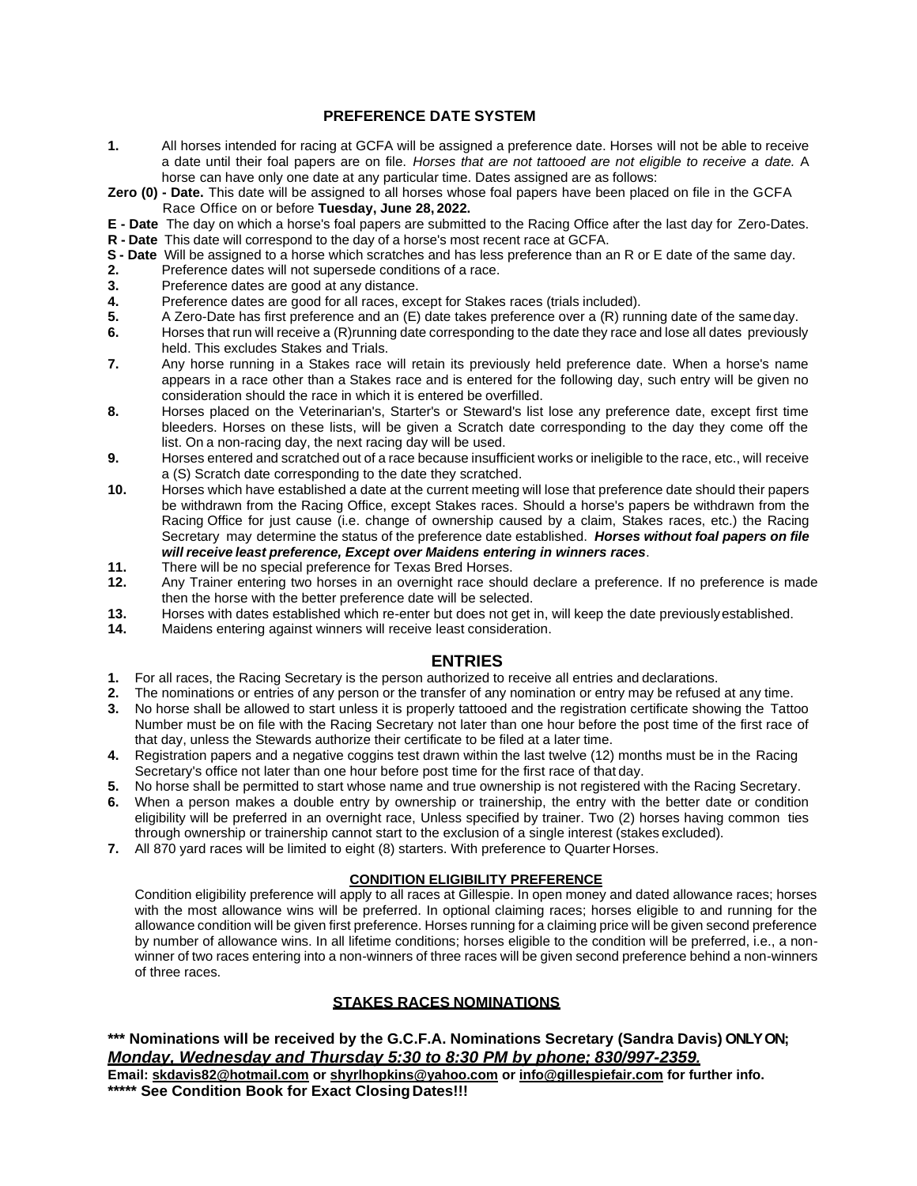## PREFERENCE DATE SYSTEM

**1.** All horses intended for racing at GCFA will be assigned a preference date. Horses will not be able to receive a date until their foal papers are on file. *Horses that are not tattooed are not eligible to receive a date.* A horse can have only one date at any particular time. Dates assigned are as follows:

**Zero (0) - Date.** This date will be assigned to all horses whose foal papers have been placed on file in the GCFA Race Office on or before **Tuesday, June 28, 2022.**

**E - Date** The day on which a horse's foal papers are submitted to the Racing Office after the last day for Zero-Dates.

**R - Date** This date will correspond to the day of a horse's most recent race at GCFA.

**S - Date** Will be assigned to a horse which scratches and has less preference than an R or E date of the same day.

**2.** Preference dates will not supersede conditions of a race.

**3.** Preference dates are good at any distance.

**4.** Preference dates are good for all races, except for Stakes races (trials included).

**5.** A Zero-Date has first preference and an (E) date takes preference over a (R) running date of the same day.

**6.** Horses that run will receive a (R)running date corresponding to the date they race and lose all dates previously held. This excludes Stakes and Trials.

**7.** Any horse running in a Stakes race will retain its previously held preference date. When a horse's name appears in a race other than a Stakes race and is entered for the following day, such entry will be given no consideration should the race in which it is entered be overfilled.

**8.** Horses placed on the Veterinarian's, Starter's or Steward's list lose any preference date, except first time bleeders. Horses on these lists, will be given a Scratch date corresponding to the day they come off the list. On a non-racing day, the next racing day will be used.

**9.** Horses entered and scratched out of a race because insufficient works or ineligible to the race, etc., will receive a (S) Scratch date corresponding to the date they scratched.

**10.** Horses which have established a date at the current meeting will lose that preference date should their papers be withdrawn from the Racing Office, except Stakes races. Should a horse's papers be withdrawn from the Racing Office for just cause (i.e. change of ownership caused by a claim, Stakes races, etc.) the Racing Secretary may determine the status of the preference date established. ***Horses without foal papers on file will receive least preference, Except over Maidens entering in winners races***.

**11.** There will be no special preference for Texas Bred Horses.

**12.** Any Trainer entering two horses in an overnight race should declare a preference. If no preference is made then the horse with the better preference date will be selected.

**13.** Horses with dates established which re-enter but does not get in, will keep the date previously established.

**14.** Maidens entering against winners will receive least consideration.

## ENTRIES

1. For all races, the Racing Secretary is the person authorized to receive all entries and declarations.
2. The nominations or entries of any person or the transfer of any nomination or entry may be refused at any time.
3. No horse shall be allowed to start unless it is properly tattooed and the registration certificate showing the Tattoo Number must be on file with the Racing Secretary not later than one hour before the post time of the first race of that day, unless the Stewards authorize their certificate to be filed at a later time.
4. Registration papers and a negative coggins test drawn within the last twelve (12) months must be in the Racing Secretary's office not later than one hour before post time for the first race of that day.
5. No horse shall be permitted to start whose name and true ownership is not registered with the Racing Secretary.
6. When a person makes a double entry by ownership or trainership, the entry with the better date or condition eligibility will be preferred in an overnight race, Unless specified by trainer. Two (2) horses having common ties through ownership or trainership cannot start to the exclusion of a single interest (stakes excluded).
7. All 870 yard races will be limited to eight (8) starters. With preference to Quarter Horses.

### CONDITION ELIGIBILITY PREFERENCE

Condition eligibility preference will apply to all races at Gillespie. In open money and dated allowance races; horses with the most allowance wins will be preferred. In optional claiming races; horses eligible to and running for the allowance condition will be given first preference. Horses running for a claiming price will be given second preference by number of allowance wins. In all lifetime conditions; horses eligible to the condition will be preferred, i.e., a non-winner of two races entering into a non-winners of three races will be given second preference behind a non-winners of three races.

### STAKES RACES NOMINATIONS

**\*\*\* Nominations will be received by the G.C.F.A. Nominations Secretary (Sandra Davis) ONLY ON;** ***Monday, Wednesday and Thursday 5:30 to 8:30 PM by phone; 830/997-2359.***

**Email: skdavis82@hotmail.com or shyrlhopkins@yahoo.com or info@gillespiefair.com for further info.**

**\*\*\*\*\* See Condition Book for Exact Closing Dates!!!**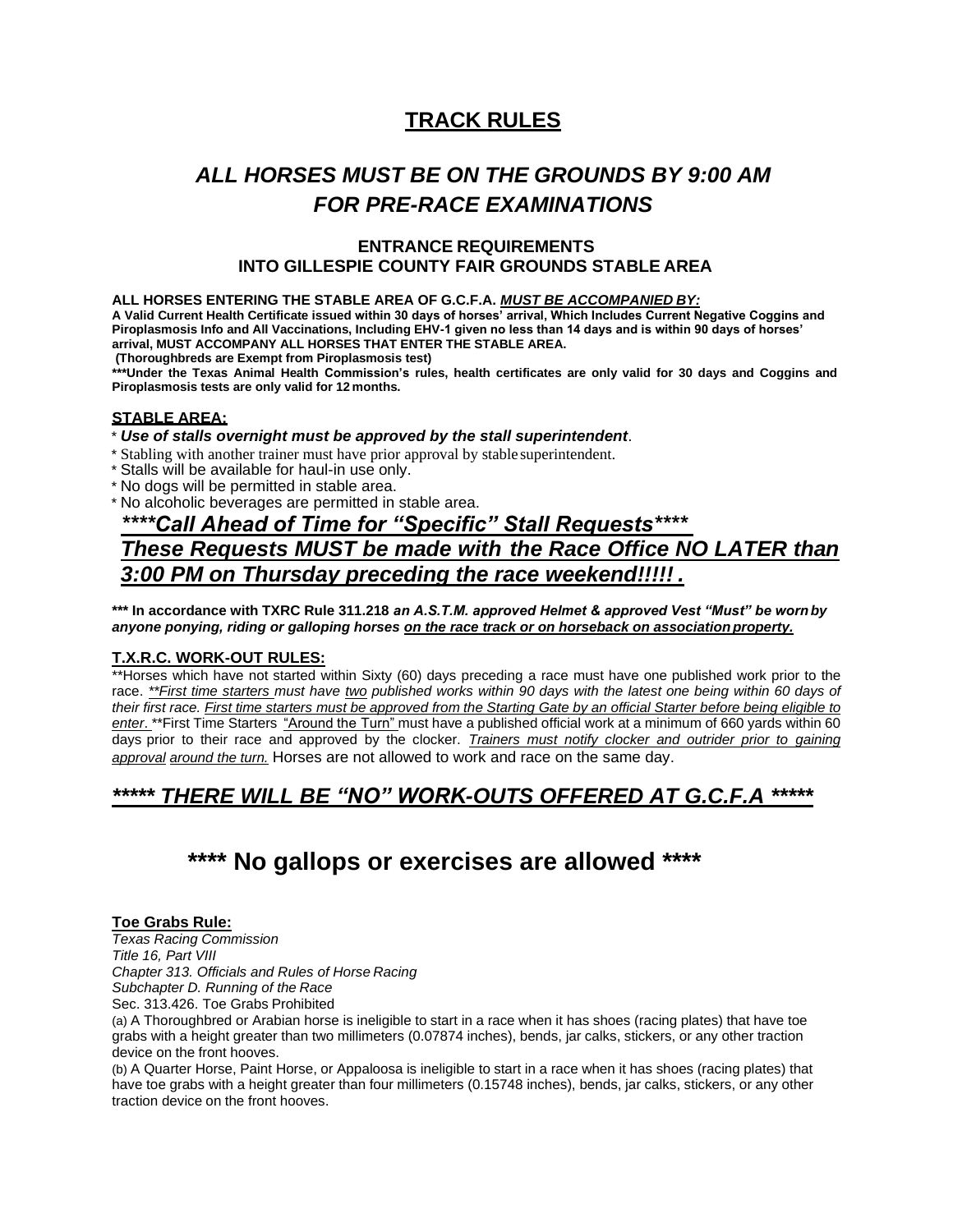# TRACK RULES

## *ALL HORSES MUST BE ON THE GROUNDS BY 9:00 AM FOR PRE-RACE EXAMINATIONS*

### ENTRANCE REQUIREMENTS INTO GILLESPIE COUNTY FAIR GROUNDS STABLE AREA

**ALL HORSES ENTERING THE STABLE AREA OF G.C.F.A. *MUST BE ACCOMPANIED BY:***

**A Valid Current Health Certificate issued within 30 days of horses' arrival, Which Includes Current Negative Coggins and Piroplasmosis Info and All Vaccinations, Including EHV-1 given no less than 14 days and is within 90 days of horses' arrival, MUST ACCOMPANY ALL HORSES THAT ENTER THE STABLE AREA.**

**(Thoroughbreds are Exempt from Piroplasmosis test)**

**\*\*\*Under the Texas Animal Health Commission's rules, health certificates are only valid for 30 days and Coggins and Piroplasmosis tests are only valid for 12 months.**

**STABLE AREA:**

* ***Use of stalls overnight must be approved by the stall superintendent*.**
* Stabling with another trainer must have prior approval by stable superintendent.
* Stalls will be available for haul-in use only.
* No dogs will be permitted in stable area.
* No alcoholic beverages are permitted in stable area.

***\*\*\*\*Call Ahead of Time for "Specific" Stall Requests\*\*\*\****
***These Requests MUST be made with the Race Office NO LATER than 3:00 PM on Thursday preceding the race weekend!!!!!.***

**\*\*\* In accordance with TXRC Rule 311.218 *an A.S.T.M. approved Helmet & approved Vest "Must" be worn by anyone ponying, riding or galloping horses on the race track or on horseback on association property.***

**T.X.R.C. WORK-OUT RULES:**

\*\*Horses which have not started within Sixty (60) days preceding a race must have one published work prior to the race. *\*\*First time starters must have two published works within 90 days with the latest one being within 60 days of their first race. First time starters must be approved from the Starting Gate by an official Starter before being eligible to enter.* \*\*First Time Starters "Around the Turn" must have a published official work at a minimum of 660 yards within 60 days prior to their race and approved by the clocker. *Trainers must notify clocker and outrider prior to gaining approval around the turn.* Horses are not allowed to work and race on the same day.

## ***\*\*\*\*\* THERE WILL BE "NO" WORK-OUTS OFFERED AT G.C.F.A \*\*\*\*\****

## \*\*\*\* No gallops or exercises are allowed \*\*\*\*

**Toe Grabs Rule:**

*Texas Racing Commission*
*Title 16, Part VIII*
*Chapter 313. Officials and Rules of Horse Racing*
*Subchapter D. Running of the Race*
Sec. 313.426. Toe Grabs Prohibited

(a) A Thoroughbred or Arabian horse is ineligible to start in a race when it has shoes (racing plates) that have toe grabs with a height greater than two millimeters (0.07874 inches), bends, jar calks, stickers, or any other traction device on the front hooves.

(b) A Quarter Horse, Paint Horse, or Appaloosa is ineligible to start in a race when it has shoes (racing plates) that have toe grabs with a height greater than four millimeters (0.15748 inches), bends, jar calks, stickers, or any other traction device on the front hooves.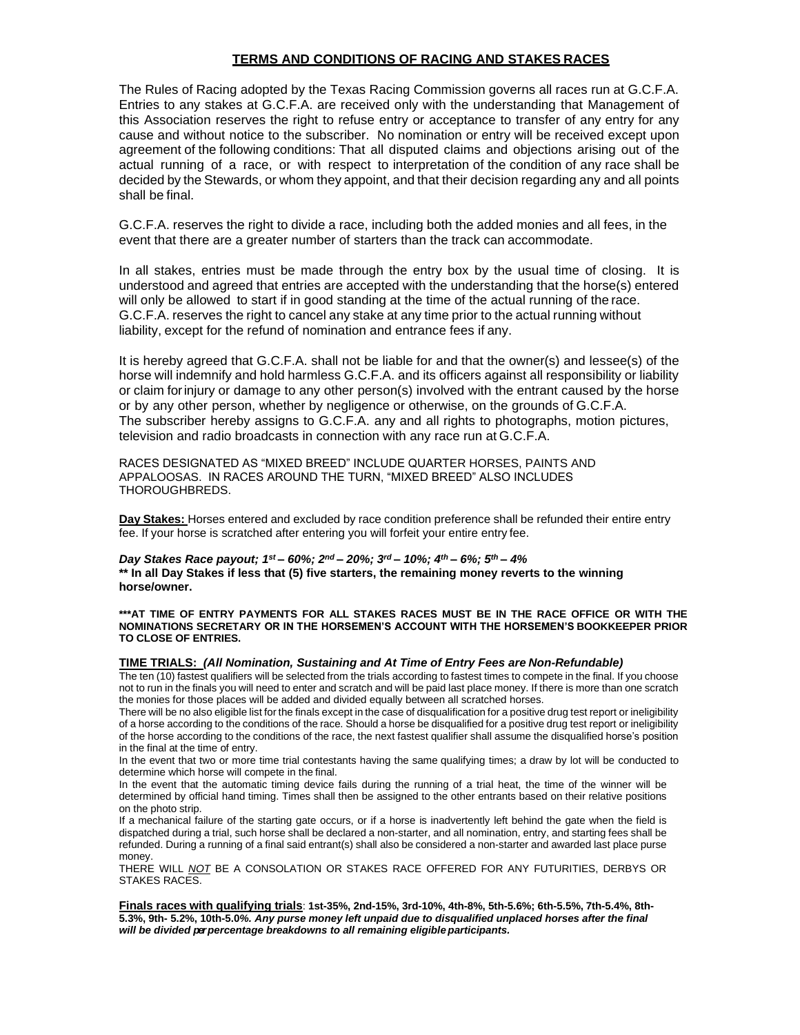## TERMS AND CONDITIONS OF RACING AND STAKES RACES

The Rules of Racing adopted by the Texas Racing Commission governs all races run at G.C.F.A. Entries to any stakes at G.C.F.A. are received only with the understanding that Management of this Association reserves the right to refuse entry or acceptance to transfer of any entry for any cause and without notice to the subscriber. No nomination or entry will be received except upon agreement of the following conditions: That all disputed claims and objections arising out of the actual running of a race, or with respect to interpretation of the condition of any race shall be decided by the Stewards, or whom they appoint, and that their decision regarding any and all points shall be final.

G.C.F.A. reserves the right to divide a race, including both the added monies and all fees, in the event that there are a greater number of starters than the track can accommodate.

In all stakes, entries must be made through the entry box by the usual time of closing. It is understood and agreed that entries are accepted with the understanding that the horse(s) entered will only be allowed to start if in good standing at the time of the actual running of the race. G.C.F.A. reserves the right to cancel any stake at any time prior to the actual running without liability, except for the refund of nomination and entrance fees if any.

It is hereby agreed that G.C.F.A. shall not be liable for and that the owner(s) and lessee(s) of the horse will indemnify and hold harmless G.C.F.A. and its officers against all responsibility or liability or claim for injury or damage to any other person(s) involved with the entrant caused by the horse or by any other person, whether by negligence or otherwise, on the grounds of G.C.F.A. The subscriber hereby assigns to G.C.F.A. any and all rights to photographs, motion pictures, television and radio broadcasts in connection with any race run at G.C.F.A.

RACES DESIGNATED AS "MIXED BREED" INCLUDE QUARTER HORSES, PAINTS AND APPALOOSAS. IN RACES AROUND THE TURN, "MIXED BREED" ALSO INCLUDES THOROUGHBREDS.

**Day Stakes:** Horses entered and excluded by race condition preference shall be refunded their entire entry fee. If your horse is scratched after entering you will forfeit your entire entry fee.

***Day Stakes Race payout; 1st – 60%; 2nd – 20%; 3rd – 10%; 4th – 6%; 5th – 4%***
**** In all Day Stakes if less that (5) five starters, the remaining money reverts to the winning horse/owner.**

*****AT TIME OF ENTRY PAYMENTS FOR ALL STAKES RACES MUST BE IN THE RACE OFFICE OR WITH THE NOMINATIONS SECRETARY OR IN THE HORSEMEN'S ACCOUNT WITH THE HORSEMEN'S BOOKKEEPER PRIOR TO CLOSE OF ENTRIES.**

**TIME TRIALS:** ***(All Nomination, Sustaining and At Time of Entry Fees are Non-Refundable)***

The ten (10) fastest qualifiers will be selected from the trials according to fastest times to compete in the final. If you choose not to run in the finals you will need to enter and scratch and will be paid last place money. If there is more than one scratch the monies for those places will be added and divided equally between all scratched horses.

There will be no also eligible list for the finals except in the case of disqualification for a positive drug test report or ineligibility of a horse according to the conditions of the race. Should a horse be disqualified for a positive drug test report or ineligibility of the horse according to the conditions of the race, the next fastest qualifier shall assume the disqualified horse's position in the final at the time of entry.

In the event that two or more time trial contestants having the same qualifying times; a draw by lot will be conducted to determine which horse will compete in the final.

In the event that the automatic timing device fails during the running of a trial heat, the time of the winner will be determined by official hand timing. Times shall then be assigned to the other entrants based on their relative positions on the photo strip.

If a mechanical failure of the starting gate occurs, or if a horse is inadvertently left behind the gate when the field is dispatched during a trial, such horse shall be declared a non-starter, and all nomination, entry, and starting fees shall be refunded. During a running of a final said entrant(s) shall also be considered a non-starter and awarded last place purse money.

THERE WILL *NOT* BE A CONSOLATION OR STAKES RACE OFFERED FOR ANY FUTURITIES, DERBYS OR STAKES RACES.

**Finals races with qualifying trials**: **1st-35%, 2nd-15%, 3rd-10%, 4th-8%, 5th-5.6%; 6th-5.5%, 7th-5.4%, 8th-5.3%, 9th- 5.2%, 10th-5.0*%. Any purse money left unpaid due to disqualified unplaced horses after the final will be divided per percentage breakdowns to all remaining eligible participants.***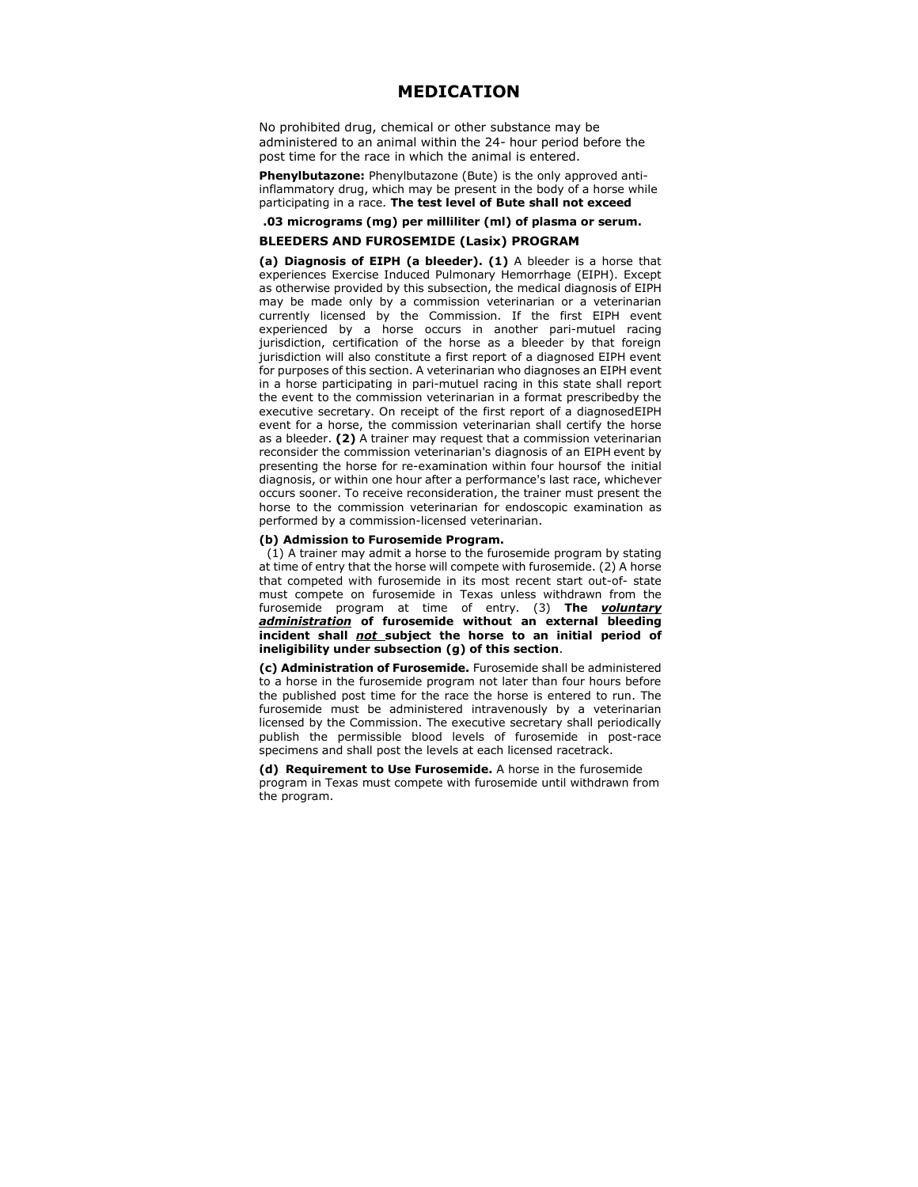# MEDICATION

No prohibited drug, chemical or other substance may be administered to an animal within the 24- hour period before the post time for the race in which the animal is entered.

**Phenylbutazone:** Phenylbutazone (Bute) is the only approved anti-inflammatory drug, which may be present in the body of a horse while participating in a race. **The test level of Bute shall not exceed**

**.03 micrograms (mg) per milliliter (ml) of plasma or serum.**

**BLEEDERS AND FUROSEMIDE (Lasix) PROGRAM**

**(a) Diagnosis of EIPH (a bleeder). (1)** A bleeder is a horse that experiences Exercise Induced Pulmonary Hemorrhage (EIPH). Except as otherwise provided by this subsection, the medical diagnosis of EIPH may be made only by a commission veterinarian or a veterinarian currently licensed by the Commission. If the first EIPH event experienced by a horse occurs in another pari-mutuel racing jurisdiction, certification of the horse as a bleeder by that foreign jurisdiction will also constitute a first report of a diagnosed EIPH event for purposes of this section. A veterinarian who diagnoses an EIPH event in a horse participating in pari-mutuel racing in this state shall report the event to the commission veterinarian in a format prescribedby the executive secretary. On receipt of the first report of a diagnosedEIPH event for a horse, the commission veterinarian shall certify the horse as a bleeder. **(2)** A trainer may request that a commission veterinarian reconsider the commission veterinarian's diagnosis of an EIPH event by presenting the horse for re-examination within four hoursof the initial diagnosis, or within one hour after a performance's last race, whichever occurs sooner. To receive reconsideration, the trainer must present the horse to the commission veterinarian for endoscopic examination as performed by a commission-licensed veterinarian.

**(b) Admission to Furosemide Program.**

(1) A trainer may admit a horse to the furosemide program by stating at time of entry that the horse will compete with furosemide. (2) A horse that competed with furosemide in its most recent start out-of- state must compete on furosemide in Texas unless withdrawn from the furosemide program at time of entry. (3) **The *voluntary administration* of furosemide without an external bleeding incident shall *not* subject the horse to an initial period of ineligibility under subsection (g) of this section**.

**(c) Administration of Furosemide.** Furosemide shall be administered to a horse in the furosemide program not later than four hours before the published post time for the race the horse is entered to run. The furosemide must be administered intravenously by a veterinarian licensed by the Commission. The executive secretary shall periodically publish the permissible blood levels of furosemide in post-race specimens and shall post the levels at each licensed racetrack.

**(d) Requirement to Use Furosemide.** A horse in the furosemide program in Texas must compete with furosemide until withdrawn from the program.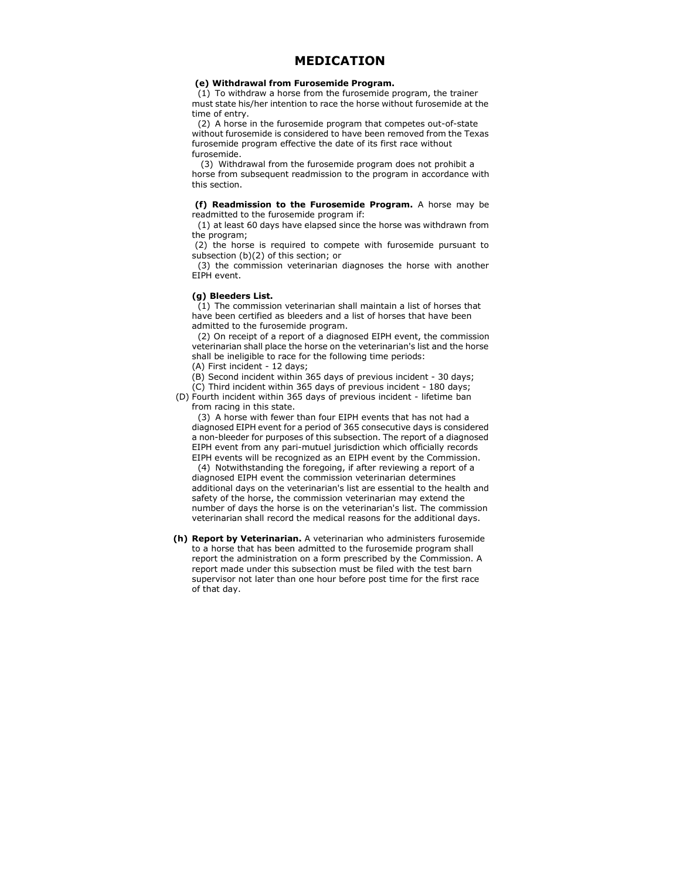# MEDICATION

**(e) Withdrawal from Furosemide Program.**

(1) To withdraw a horse from the furosemide program, the trainer must state his/her intention to race the horse without furosemide at the time of entry.

(2) A horse in the furosemide program that competes out-of-state without furosemide is considered to have been removed from the Texas furosemide program effective the date of its first race without furosemide.

(3) Withdrawal from the furosemide program does not prohibit a horse from subsequent readmission to the program in accordance with this section.

**(f) Readmission to the Furosemide Program.** A horse may be readmitted to the furosemide program if:

(1) at least 60 days have elapsed since the horse was withdrawn from the program;

(2) the horse is required to compete with furosemide pursuant to subsection (b)(2) of this section; or

(3) the commission veterinarian diagnoses the horse with another EIPH event.

**(g) Bleeders List.**

(1) The commission veterinarian shall maintain a list of horses that have been certified as bleeders and a list of horses that have been admitted to the furosemide program.

(2) On receipt of a report of a diagnosed EIPH event, the commission veterinarian shall place the horse on the veterinarian's list and the horse shall be ineligible to race for the following time periods:

(A) First incident - 12 days;

(B) Second incident within 365 days of previous incident - 30 days;

(C) Third incident within 365 days of previous incident - 180 days;

(D) Fourth incident within 365 days of previous incident - lifetime ban from racing in this state.

(3) A horse with fewer than four EIPH events that has not had a diagnosed EIPH event for a period of 365 consecutive days is considered a non-bleeder for purposes of this subsection. The report of a diagnosed EIPH event from any pari-mutuel jurisdiction which officially records EIPH events will be recognized as an EIPH event by the Commission.

(4) Notwithstanding the foregoing, if after reviewing a report of a diagnosed EIPH event the commission veterinarian determines additional days on the veterinarian's list are essential to the health and safety of the horse, the commission veterinarian may extend the number of days the horse is on the veterinarian's list. The commission veterinarian shall record the medical reasons for the additional days.

**(h) Report by Veterinarian.** A veterinarian who administers furosemide to a horse that has been admitted to the furosemide program shall report the administration on a form prescribed by the Commission. A report made under this subsection must be filed with the test barn supervisor not later than one hour before post time for the first race of that day.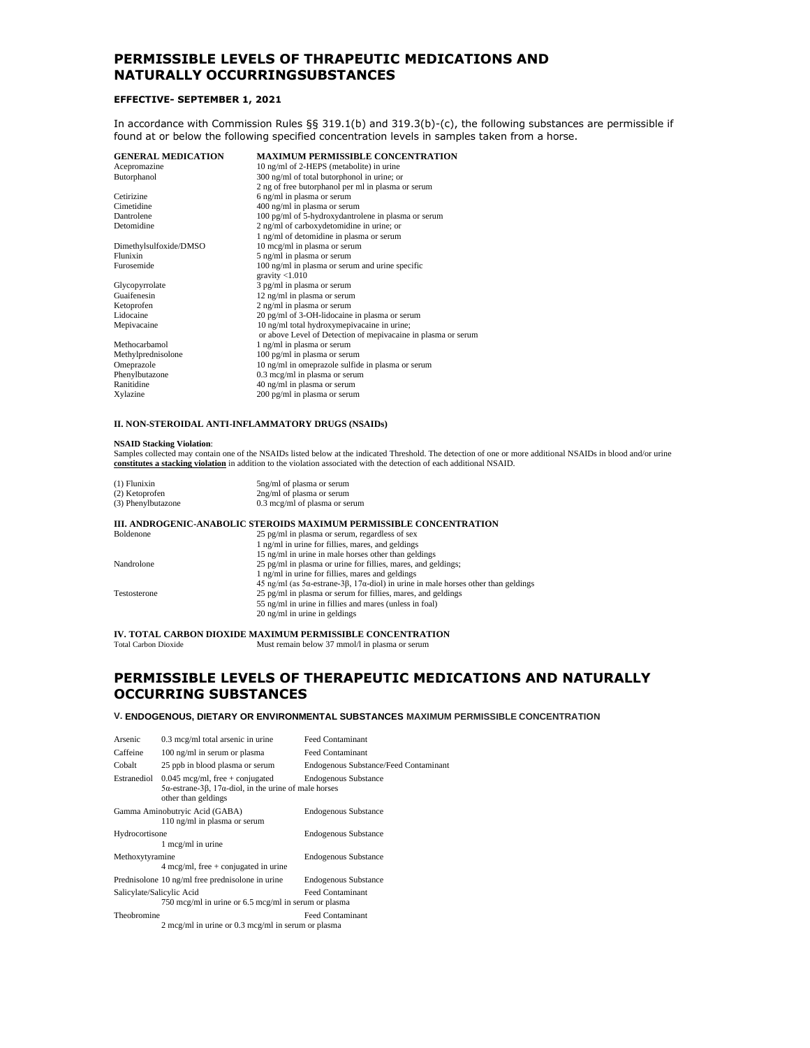# PERMISSIBLE LEVELS OF THRAPEUTIC MEDICATIONS AND NATURALLY OCCURRINGSUBSTANCES

**EFFECTIVE- SEPTEMBER 1, 2021**

In accordance with Commission Rules §§ 319.1(b) and 319.3(b)-(c), the following substances are permissible if found at or below the following specified concentration levels in samples taken from a horse.

| GENERAL MEDICATION | MAXIMUM PERMISSIBLE CONCENTRATION |
|---|---|
| Acepromazine | 10 ng/ml of 2-HEPS (metabolite) in urine |
| Butorphanol | 300 ng/ml of total butorphonol in urine; or<br>2 ng of free butorphanol per ml in plasma or serum |
| Cetirizine | 6 ng/ml in plasma or serum |
| Cimetidine | 400 ng/ml in plasma or serum |
| Dantrolene | 100 pg/ml of 5-hydroxydantrolene in plasma or serum |
| Detomidine | 2 ng/ml of carboxydetomidine in urine; or<br>1 ng/ml of detomidine in plasma or serum |
| Dimethylsulfoxide/DMSO | 10 mcg/ml in plasma or serum |
| Flunixin | 5 ng/ml in plasma or serum |
| Furosemide | 100 ng/ml in plasma or serum and urine specific gravity <1.010 |
| Glycopyrrolate | 3 pg/ml in plasma or serum |
| Guaifenesin | 12 ng/ml in plasma or serum |
| Ketoprofen | 2 ng/ml in plasma or serum |
| Lidocaine | 20 pg/ml of 3-OH-lidocaine in plasma or serum |
| Mepivacaine | 10 ng/ml total hydroxymepivacaine in urine;<br>or above Level of Detection of mepivacaine in plasma or serum |
| Methocarbamol | 1 ng/ml in plasma or serum |
| Methylprednisolone | 100 pg/ml in plasma or serum |
| Omeprazole | 10 ng/ml in omeprazole sulfide in plasma or serum |
| Phenylbutazone | 0.3 mcg/ml in plasma or serum |
| Ranitidine | 40 ng/ml in plasma or serum |
| Xylazine | 200 pg/ml in plasma or serum |

**II. NON-STEROIDAL ANTI-INFLAMMATORY DRUGS (NSAIDs)**

**NSAID Stacking Violation**:
Samples collected may contain one of the NSAIDs listed below at the indicated Threshold. The detection of one or more additional NSAIDs in blood and/or urine **constitutes a stacking violation** in addition to the violation associated with the detection of each additional NSAID.

| | |
|---|---|
| (1) Flunixin | 5ng/ml of plasma or serum |
| (2) Ketoprofen | 2ng/ml of plasma or serum |
| (3) Phenylbutazone | 0.3 mcg/ml of plasma or serum |

**III. ANDROGENIC-ANABOLIC STEROIDS MAXIMUM PERMISSIBLE CONCENTRATION**

| | |
|---|---|
| Boldenone | 25 pg/ml in plasma or serum, regardless of sex<br>1 ng/ml in urine for fillies, mares, and geldings<br>15 ng/ml in urine in male horses other than geldings |
| Nandrolone | 25 pg/ml in plasma or urine for fillies, mares, and geldings;<br>1 ng/ml in urine for fillies, mares and geldings<br>45 ng/ml (as 5α-estrane-3β, 17α-diol) in urine in male horses other than geldings |
| Testosterone | 25 pg/ml in plasma or serum for fillies, mares, and geldings<br>55 ng/ml in urine in fillies and mares (unless in foal)<br>20 ng/ml in urine in geldings |

**IV. TOTAL CARBON DIOXIDE MAXIMUM PERMISSIBLE CONCENTRATION**

| | |
|---|---|
| Total Carbon Dioxide | Must remain below 37 mmol/l in plasma or serum |

# PERMISSIBLE LEVELS OF THERAPEUTIC MEDICATIONS AND NATURALLY OCCURRING SUBSTANCES

**V. ENDOGENOUS, DIETARY OR ENVIRONMENTAL SUBSTANCES MAXIMUM PERMISSIBLE CONCENTRATION**

| Substance | Concentration | Type |
|---|---|---|
| Arsenic | 0.3 mcg/ml total arsenic in urine | Feed Contaminant |
| Caffeine | 100 ng/ml in serum or plasma | Feed Contaminant |
| Cobalt | 25 ppb in blood plasma or serum | Endogenous Substance/Feed Contaminant |
| Estranediol | 0.045 mcg/ml, free + conjugated 5α-estrane-3β, 17α-diol, in the urine of male horses other than geldings | Endogenous Substance |
| Gamma Aminobutryic Acid (GABA) | 110 ng/ml in plasma or serum | Endogenous Substance |
| Hydrocortisone | 1 mcg/ml in urine | Endogenous Substance |
| Methoxytyramine | 4 mcg/ml, free + conjugated in urine | Endogenous Substance |
| Prednisolone | 10 ng/ml free prednisolone in urine | Endogenous Substance |
| Salicylate/Salicylic Acid | 750 mcg/ml in urine or 6.5 mcg/ml in serum or plasma | Feed Contaminant |
| Theobromine | 2 mcg/ml in urine or 0.3 mcg/ml in serum or plasma | Feed Contaminant |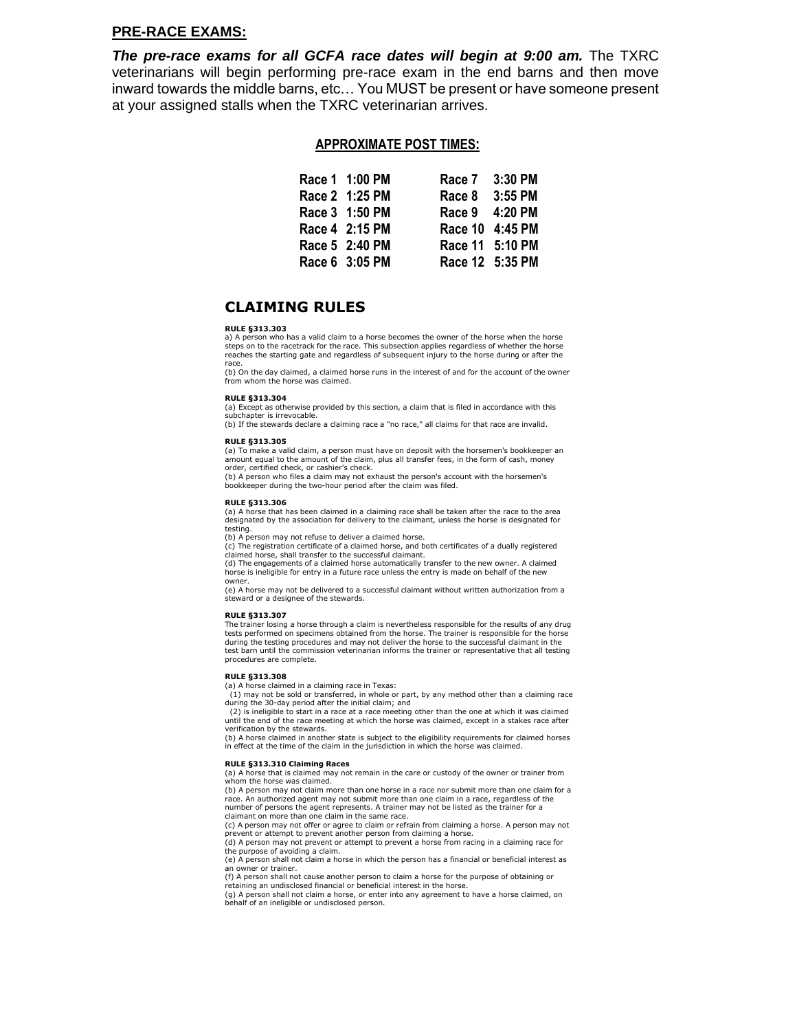## PRE-RACE EXAMS:

***The pre-race exams for all GCFA race dates will begin at 9:00 am.*** The TXRC veterinarians will begin performing pre-race exam in the end barns and then move inward towards the middle barns, etc… You MUST be present or have someone present at your assigned stalls when the TXRC veterinarian arrives.

## APPROXIMATE POST TIMES:

| | | | |
|---|---|---|---|
| Race 1 | 1:00 PM | Race 7 | 3:30 PM |
| Race 2 | 1:25 PM | Race 8 | 3:55 PM |
| Race 3 | 1:50 PM | Race 9 | 4:20 PM |
| Race 4 | 2:15 PM | Race 10 | 4:45 PM |
| Race 5 | 2:40 PM | Race 11 | 5:10 PM |
| Race 6 | 3:05 PM | Race 12 | 5:35 PM |

# CLAIMING RULES

**RULE §313.303**

a) A person who has a valid claim to a horse becomes the owner of the horse when the horse steps on to the racetrack for the race. This subsection applies regardless of whether the horse reaches the starting gate and regardless of subsequent injury to the horse during or after the race.

(b) On the day claimed, a claimed horse runs in the interest of and for the account of the owner from whom the horse was claimed.

**RULE §313.304**

(a) Except as otherwise provided by this section, a claim that is filed in accordance with this subchapter is irrevocable.

(b) If the stewards declare a claiming race a "no race," all claims for that race are invalid.

**RULE §313.305**

(a) To make a valid claim, a person must have on deposit with the horsemen's bookkeeper an amount equal to the amount of the claim, plus all transfer fees, in the form of cash, money order, certified check, or cashier's check.

(b) A person who files a claim may not exhaust the person's account with the horsemen's bookkeeper during the two-hour period after the claim was filed.

**RULE §313.306**

(a) A horse that has been claimed in a claiming race shall be taken after the race to the area designated by the association for delivery to the claimant, unless the horse is designated for testing.

(b) A person may not refuse to deliver a claimed horse.

(c) The registration certificate of a claimed horse, and both certificates of a dually registered claimed horse, shall transfer to the successful claimant.

(d) The engagements of a claimed horse automatically transfer to the new owner. A claimed horse is ineligible for entry in a future race unless the entry is made on behalf of the new owner.

(e) A horse may not be delivered to a successful claimant without written authorization from a steward or a designee of the stewards.

**RULE §313.307**

The trainer losing a horse through a claim is nevertheless responsible for the results of any drug tests performed on specimens obtained from the horse. The trainer is responsible for the horse during the testing procedures and may not deliver the horse to the successful claimant in the test barn until the commission veterinarian informs the trainer or representative that all testing procedures are complete.

**RULE §313.308**

(a) A horse claimed in a claiming race in Texas:

(1) may not be sold or transferred, in whole or part, by any method other than a claiming race during the 30-day period after the initial claim; and

(2) is ineligible to start in a race at a race meeting other than the one at which it was claimed until the end of the race meeting at which the horse was claimed, except in a stakes race after verification by the stewards.

(b) A horse claimed in another state is subject to the eligibility requirements for claimed horses in effect at the time of the claim in the jurisdiction in which the horse was claimed.

**RULE §313.310 Claiming Races**

(a) A horse that is claimed may not remain in the care or custody of the owner or trainer from whom the horse was claimed.

(b) A person may not claim more than one horse in a race nor submit more than one claim for a race. An authorized agent may not submit more than one claim in a race, regardless of the number of persons the agent represents. A trainer may not be listed as the trainer for a claimant on more than one claim in the same race.

(c) A person may not offer or agree to claim or refrain from claiming a horse. A person may not prevent or attempt to prevent another person from claiming a horse.

(d) A person may not prevent or attempt to prevent a horse from racing in a claiming race for the purpose of avoiding a claim.

(e) A person shall not claim a horse in which the person has a financial or beneficial interest as an owner or trainer.

(f) A person shall not cause another person to claim a horse for the purpose of obtaining or retaining an undisclosed financial or beneficial interest in the horse.

(g) A person shall not claim a horse, or enter into any agreement to have a horse claimed, on behalf of an ineligible or undisclosed person.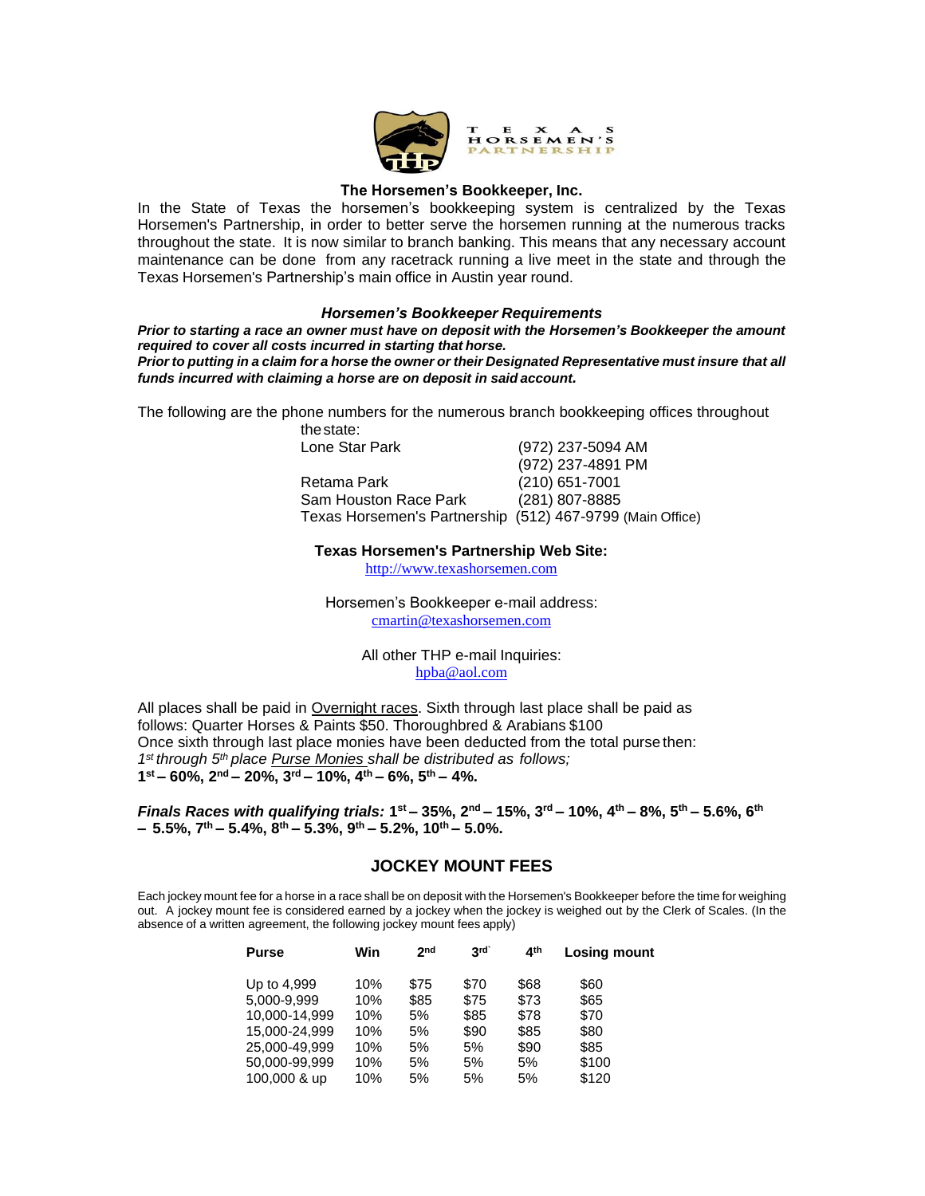T E X A S
HORSEMEN'S
PARTNERSHIP

**The Horsemen's Bookkeeper, Inc.**

In the State of Texas the horsemen's bookkeeping system is centralized by the Texas Horsemen's Partnership, in order to better serve the horsemen running at the numerous tracks throughout the state. It is now similar to branch banking. This means that any necessary account maintenance can be done from any racetrack running a live meet in the state and through the Texas Horsemen's Partnership's main office in Austin year round.

### *Horsemen's Bookkeeper Requirements*

***Prior to starting a race an owner must have on deposit with the Horsemen's Bookkeeper the amount required to cover all costs incurred in starting that horse.***
***Prior to putting in a claim for a horse the owner or their Designated Representative must insure that all funds incurred with claiming a horse are on deposit in said account.***

The following are the phone numbers for the numerous branch bookkeeping offices throughout the state:

| | |
|---|---|
| Lone Star Park | (972) 237-5094 AM |
| | (972) 237-4891 PM |
| Retama Park | (210) 651-7001 |
| Sam Houston Race Park | (281) 807-8885 |
| Texas Horsemen's Partnership | (512) 467-9799 (Main Office) |

**Texas Horsemen's Partnership Web Site:**
http://www.texashorsemen.com

Horsemen's Bookkeeper e-mail address:
cmartin@texashorsemen.com

All other THP e-mail Inquiries:
hpba@aol.com

All places shall be paid in Overnight races. Sixth through last place shall be paid as follows: Quarter Horses & Paints $50. Thoroughbred & Arabians $100
Once sixth through last place monies have been deducted from the total purse then:
*1st through 5th place Purse Monies shall be distributed as follows;*
**1st – 60%, 2nd – 20%, 3rd – 10%, 4th – 6%, 5th – 4%.**

***Finals Races with qualifying trials:* 1st – 35%, 2nd – 15%, 3rd – 10%, 4th – 8%, 5th – 5.6%, 6th – 5.5%, 7th – 5.4%, 8th – 5.3%, 9th – 5.2%, 10th – 5.0%.**

## JOCKEY MOUNT FEES

Each jockey mount fee for a horse in a race shall be on deposit with the Horsemen's Bookkeeper before the time for weighing out. A jockey mount fee is considered earned by a jockey when the jockey is weighed out by the Clerk of Scales. (In the absence of a written agreement, the following jockey mount fees apply)

| Purse | Win | 2nd | 3rd | 4th | Losing mount |
|---|---|---|---|---|---|
| Up to 4,999 | 10% | $75 | $70 | $68 | $60 |
| 5,000-9,999 | 10% | $85 | $75 | $73 | $65 |
| 10,000-14,999 | 10% | 5% | $85 | $78 | $70 |
| 15,000-24,999 | 10% | 5% | $90 | $85 | $80 |
| 25,000-49,999 | 10% | 5% | 5% | $90 | $85 |
| 50,000-99,999 | 10% | 5% | 5% | 5% | $100 |
| 100,000 & up | 10% | 5% | 5% | 5% | $120 |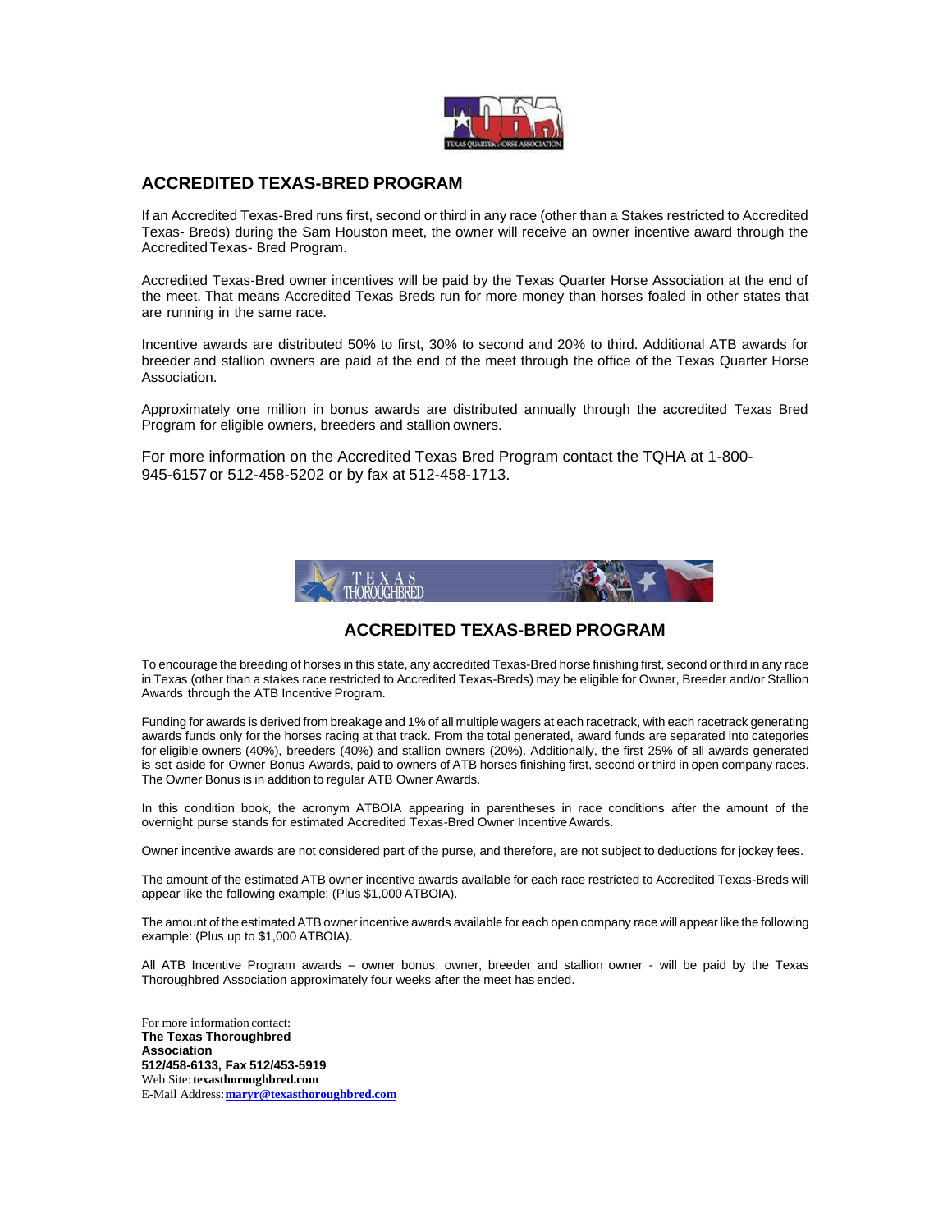## ACCREDITED TEXAS-BRED PROGRAM

If an Accredited Texas-Bred runs first, second or third in any race (other than a Stakes restricted to Accredited Texas- Breds) during the Sam Houston meet, the owner will receive an owner incentive award through the Accredited Texas- Bred Program.

Accredited Texas-Bred owner incentives will be paid by the Texas Quarter Horse Association at the end of the meet. That means Accredited Texas Breds run for more money than horses foaled in other states that are running in the same race.

Incentive awards are distributed 50% to first, 30% to second and 20% to third. Additional ATB awards for breeder and stallion owners are paid at the end of the meet through the office of the Texas Quarter Horse Association.

Approximately one million in bonus awards are distributed annually through the accredited Texas Bred Program for eligible owners, breeders and stallion owners.

For more information on the Accredited Texas Bred Program contact the TQHA at 1-800-945-6157 or 512-458-5202 or by fax at 512-458-1713.

## ACCREDITED TEXAS-BRED PROGRAM

To encourage the breeding of horses in this state, any accredited Texas-Bred horse finishing first, second or third in any race in Texas (other than a stakes race restricted to Accredited Texas-Breds) may be eligible for Owner, Breeder and/or Stallion Awards through the ATB Incentive Program.

Funding for awards is derived from breakage and 1% of all multiple wagers at each racetrack, with each racetrack generating awards funds only for the horses racing at that track. From the total generated, award funds are separated into categories for eligible owners (40%), breeders (40%) and stallion owners (20%). Additionally, the first 25% of all awards generated is set aside for Owner Bonus Awards, paid to owners of ATB horses finishing first, second or third in open company races. The Owner Bonus is in addition to regular ATB Owner Awards.

In this condition book, the acronym ATBOIA appearing in parentheses in race conditions after the amount of the overnight purse stands for estimated Accredited Texas-Bred Owner Incentive Awards.

Owner incentive awards are not considered part of the purse, and therefore, are not subject to deductions for jockey fees.

The amount of the estimated ATB owner incentive awards available for each race restricted to Accredited Texas-Breds will appear like the following example: (Plus $1,000 ATBOIA).

The amount of the estimated ATB owner incentive awards available for each open company race will appear like the following example: (Plus up to $1,000 ATBOIA).

All ATB Incentive Program awards – owner bonus, owner, breeder and stallion owner - will be paid by the Texas Thoroughbred Association approximately four weeks after the meet has ended.

For more information contact:
**The Texas Thoroughbred Association**
**512/458-6133, Fax 512/453-5919**
Web Site: **texasthoroughbred.com**
E-Mail Address: **maryr@texasthoroughbred.com**